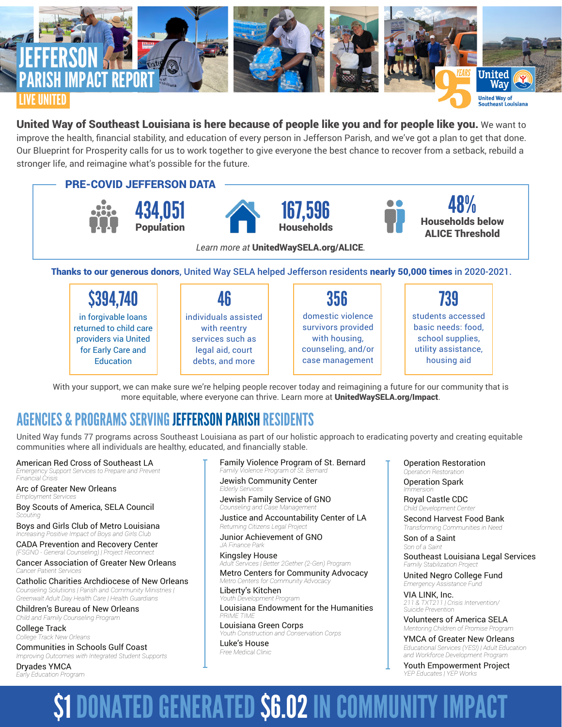# JEFFERSON PARISH IMPACT REPORT

LIVE UNITED

95 YEARS United Way — United Way of Southeast Louisiana

**United Way of Southeast Louisiana is here because of people like you and for people like you.** We want to improve the health, financial stability, and education of every person in Jefferson Parish, and we've got a plan to get that done. Our Blueprint for Prosperity calls for us to work together to give everyone the best chance to recover from a setback, rebuild a stronger life, and reimagine what's possible for the future.

## PRE-COVID JEFFERSON DATA

- **434,051** Population
- **167,596** Households
- **48%** Households below ALICE Threshold

*Learn more at* **UnitedWaySELA.org/ALICE**.

**Thanks to our generous donors,** United Way SELA helped Jefferson residents **nearly 50,000 times** in 2020-2021.

- **$394,740** in forgivable loans returned to child care providers via United for Early Care and Education
- **46** individuals assisted with reentry services such as legal aid, court debts, and more
- **356** domestic violence survivors provided with housing, counseling, and/or case management
- **739** students accessed basic needs: food, school supplies, utility assistance, housing aid

With your support, we can make sure we're helping people recover today and reimagining a future for our community that is more equitable, where everyone can thrive. Learn more at **UnitedWaySELA.org/Impact**.

## AGENCIES & PROGRAMS SERVING JEFFERSON PARISH RESIDENTS

United Way funds 77 programs across Southeast Louisiana as part of our holistic approach to eradicating poverty and creating equitable communities where all individuals are healthy, educated, and financially stable.

American Red Cross of Southeast LA
*Emergency Support Services to Prepare and Prevent Financial Crisis*

Arc of Greater New Orleans
*Employment Services*

Boy Scouts of America, SELA Council
*Scouting*

Boys and Girls Club of Metro Louisiana
*Increasing Positive Impact of Boys and Girls Club*

CADA Prevention and Recovery Center
*(FSGNO - General Counseling) | Project Reconnect*

Cancer Association of Greater New Orleans
*Cancer Patient Services*

Catholic Charities Archdiocese of New Orleans
*Counseling Soluttions | Parish and Community Ministries | Greenwalt Adult Day Health Care | Health Guardians*

Children's Bureau of New Orleans
*Child and Family Counseling Program*

College Track
*College Track New Orleans*

Communities in Schools Gulf Coast
*Improving Outcomes with Integrated Student Supports*

Dryades YMCA
*Early Education Program*

Family Violence Program of St. Bernard
*Family Violence Program of St. Bernard*

Jewish Community Center
*Elderly Services*

Jewish Family Service of GNO
*Counseling and Case Management*

Justice and Accountability Center of LA
*Returning Citizens Legal Project*

Junior Achievement of GNO
*JA Finance Park*

Kingsley House
*Adult Services | Better 2Gether (2-Gen) Program*

Metro Centers for Community Advocacy
*Metro Centers for Community Advocacy*

Liberty's Kitchen
*Youth Development Program*

Louisiana Endowment for the Humanities
*PRIME TIME*

Louisiana Green Corps
*Youth Construction and Conservation Corps*

Luke's House
*Free Medical Clinic*

Operation Restoration
*Operation Restoration*

Operation Spark
*Immersion*

Royal Castle CDC
*Child Development Center*

Second Harvest Food Bank
*Transforming Communities in Need*

Son of a Saint
*Son of a Saint*

Southeast Louisiana Legal Services
*Family Stabilization Project*

United Negro College Fund
*Emergency Assistance Fund*

VIA LINK, Inc.
*211 & TXT211 | Crisis Intervention/ Suicide Prevention*

Volunteers of America SELA
*Mentoring Children of Promise Program*

YMCA of Greater New Orleans
*Educational Services (YES!) | Adult Education and Workforce Development Program*

Youth Empowerment Project
*YEP Educates | YEP Works*

# $1 DONATED GENERATED $6.02 IN COMMUNITY IMPACT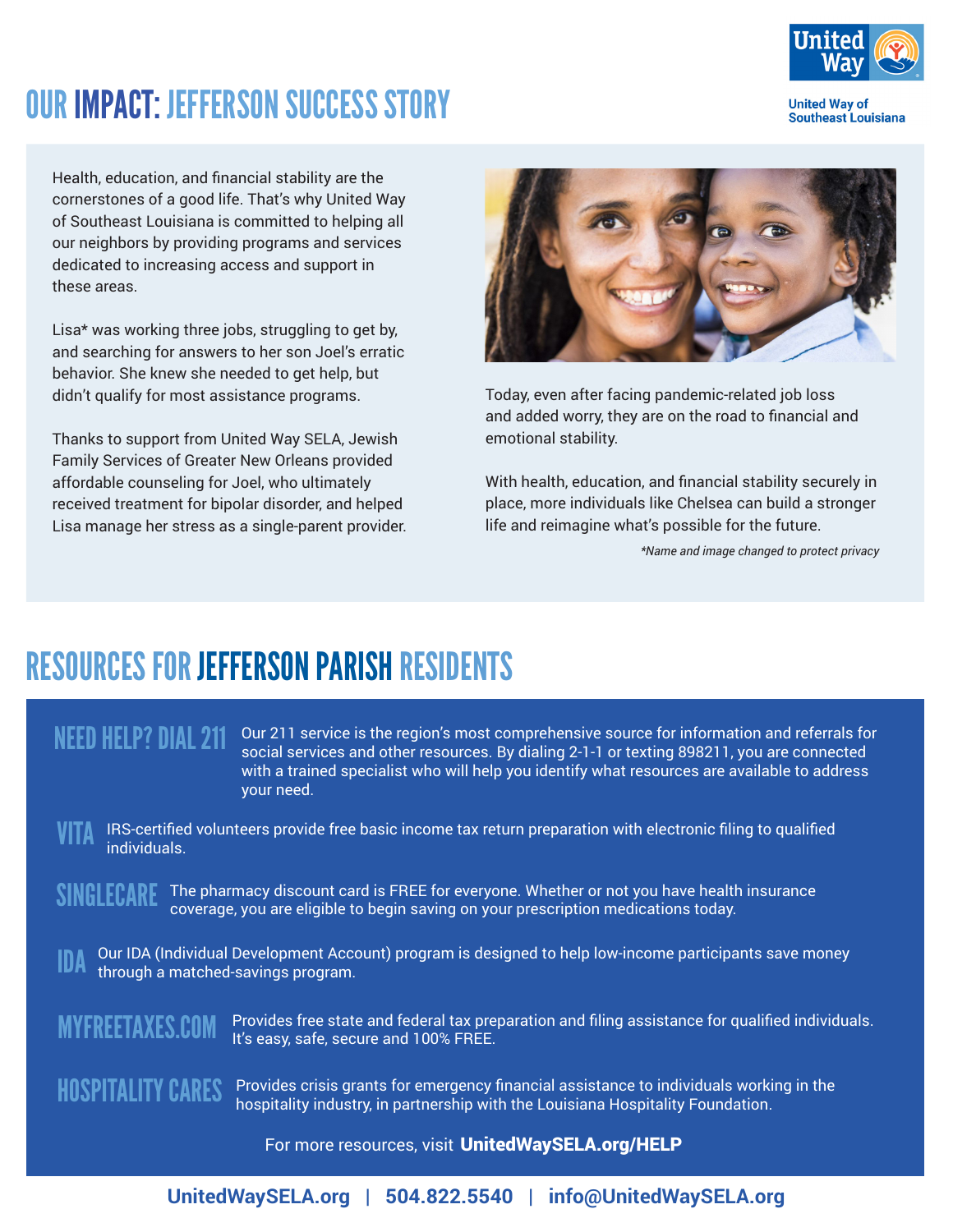# OUR IMPACT: JEFFERSON SUCCESS STORY

United Way of Southeast Louisiana

Health, education, and financial stability are the cornerstones of a good life. That's why United Way of Southeast Louisiana is committed to helping all our neighbors by providing programs and services dedicated to increasing access and support in these areas.

Lisa* was working three jobs, struggling to get by, and searching for answers to her son Joel's erratic behavior. She knew she needed to get help, but didn't qualify for most assistance programs.

Thanks to support from United Way SELA, Jewish Family Services of Greater New Orleans provided affordable counseling for Joel, who ultimately received treatment for bipolar disorder, and helped Lisa manage her stress as a single-parent provider.

Today, even after facing pandemic-related job loss and added worry, they are on the road to financial and emotional stability.

With health, education, and financial stability securely in place, more individuals like Chelsea can build a stronger life and reimagine what's possible for the future.

*\*Name and image changed to protect privacy*

# RESOURCES FOR JEFFERSON PARISH RESIDENTS

**NEED HELP? DIAL 211** Our 211 service is the region's most comprehensive source for information and referrals for social services and other resources. By dialing 2-1-1 or texting 898211, you are connected with a trained specialist who will help you identify what resources are available to address your need.

**VITA** IRS-certified volunteers provide free basic income tax return preparation with electronic filing to qualified individuals.

**SINGLECARE** The pharmacy discount card is FREE for everyone. Whether or not you have health insurance coverage, you are eligible to begin saving on your prescription medications today.

**IDA** Our IDA (Individual Development Account) program is designed to help low-income participants save money through a matched-savings program.

**MYFREETAXES.COM** Provides free state and federal tax preparation and filing assistance for qualified individuals. It's easy, safe, secure and 100% FREE.

**HOSPITALITY CARES** Provides crisis grants for emergency financial assistance to individuals working in the hospitality industry, in partnership with the Louisiana Hospitality Foundation.

For more resources, visit **UnitedWaySELA.org/HELP**

**UnitedWaySELA.org | 504.822.5540 | info@UnitedWaySELA.org**